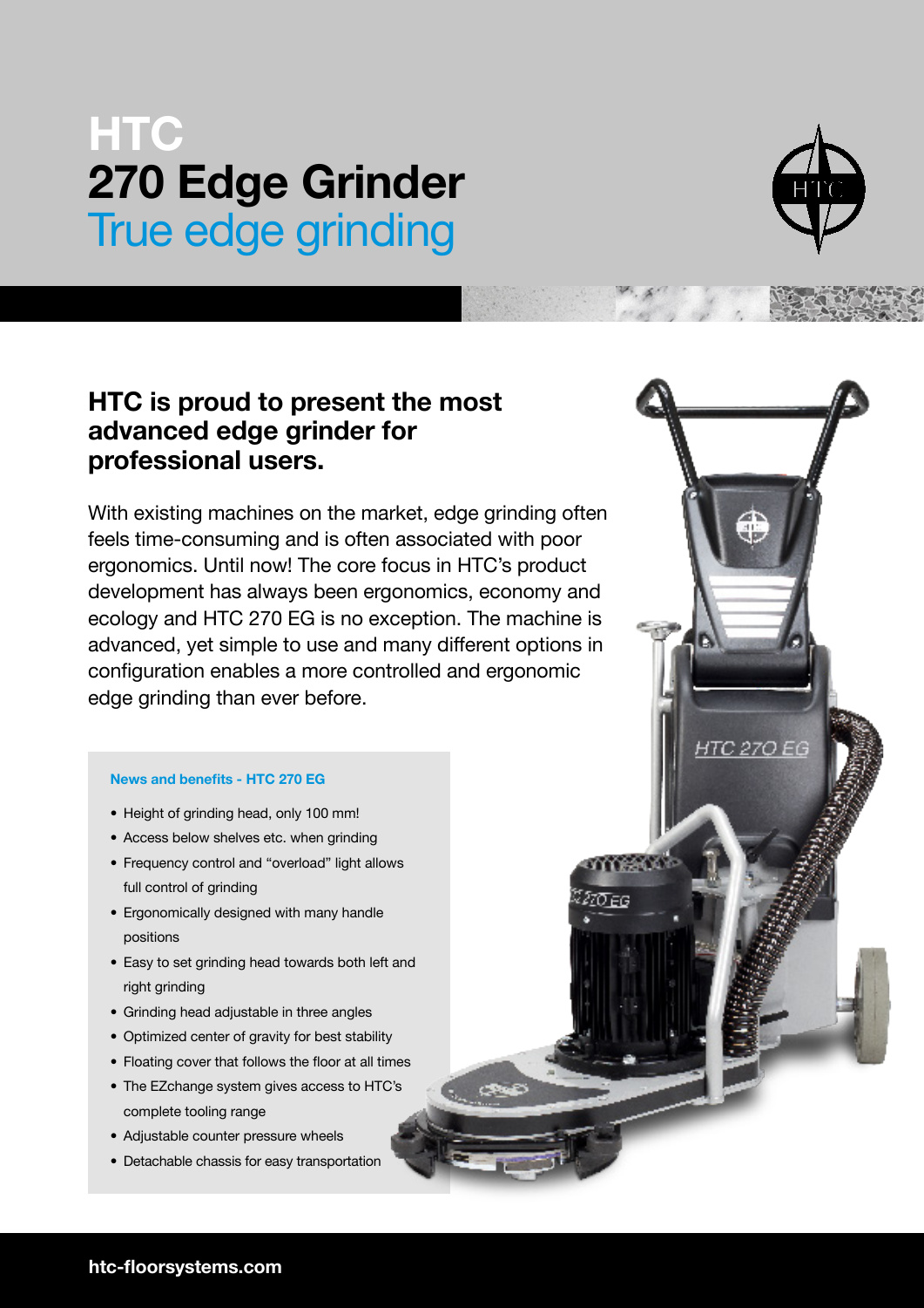# HTC
# 270 Edge Grinder
# True edge grinding

## HTC is proud to present the most advanced edge grinder for professional users.

With existing machines on the market, edge grinding often feels time-consuming and is often associated with poor ergonomics. Until now! The core focus in HTC's product development has always been ergonomics, economy and ecology and HTC 270 EG is no exception. The machine is advanced, yet simple to use and many different options in configuration enables a more controlled and ergonomic edge grinding than ever before.

### News and benefits - HTC 270 EG

- Height of grinding head, only 100 mm!
- Access below shelves etc. when grinding
- Frequency control and "overload" light allows full control of grinding
- Ergonomically designed with many handle positions
- Easy to set grinding head towards both left and right grinding
- Grinding head adjustable in three angles
- Optimized center of gravity for best stability
- Floating cover that follows the floor at all times
- The EZchange system gives access to HTC's complete tooling range
- Adjustable counter pressure wheels
- Detachable chassis for easy transportation

htc-floorsystems.com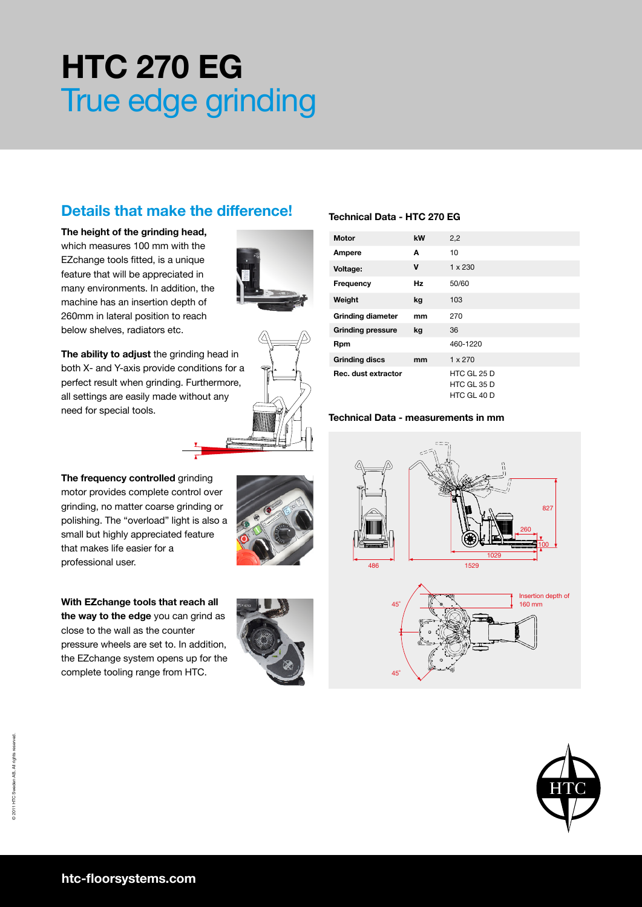# HTC 270 EG
## True edge grinding

### Details that make the difference!

**The height of the grinding head,** which measures 100 mm with the EZchange tools fitted, is a unique feature that will be appreciated in many environments. In addition, the machine has an insertion depth of 260mm in lateral position to reach below shelves, radiators etc.

**The ability to adjust** the grinding head in both X- and Y-axis provide conditions for a perfect result when grinding. Furthermore, all settings are easily made without any need for special tools.

**The frequency controlled** grinding motor provides complete control over grinding, no matter coarse grinding or polishing. The "overload" light is also a small but highly appreciated feature that makes life easier for a professional user.

**With EZchange tools that reach all the way to the edge** you can grind as close to the wall as the counter pressure wheels are set to. In addition, the EZchange system opens up for the complete tooling range from HTC.

### Technical Data - HTC 270 EG

| | | |
|---|---|---|
| **Motor** | **kW** | 2,2 |
| **Ampere** | **A** | 10 |
| **Voltage:** | **V** | 1 x 230 |
| **Frequency** | **Hz** | 50/60 |
| **Weight** | **kg** | 103 |
| **Grinding diameter** | **mm** | 270 |
| **Grinding pressure** | **kg** | 36 |
| **Rpm** | | 460-1220 |
| **Grinding discs** | **mm** | 1 x 270 |
| **Rec. dust extractor** | | HTC GL 25 D<br>HTC GL 35 D<br>HTC GL 40 D |

### Technical Data - measurements in mm

486
1529
1029
827
260
100
45°
45°
Insertion depth of 160 mm

htc-floorsystems.com

© 2011 HTC Sweden AB. All rights reserved.